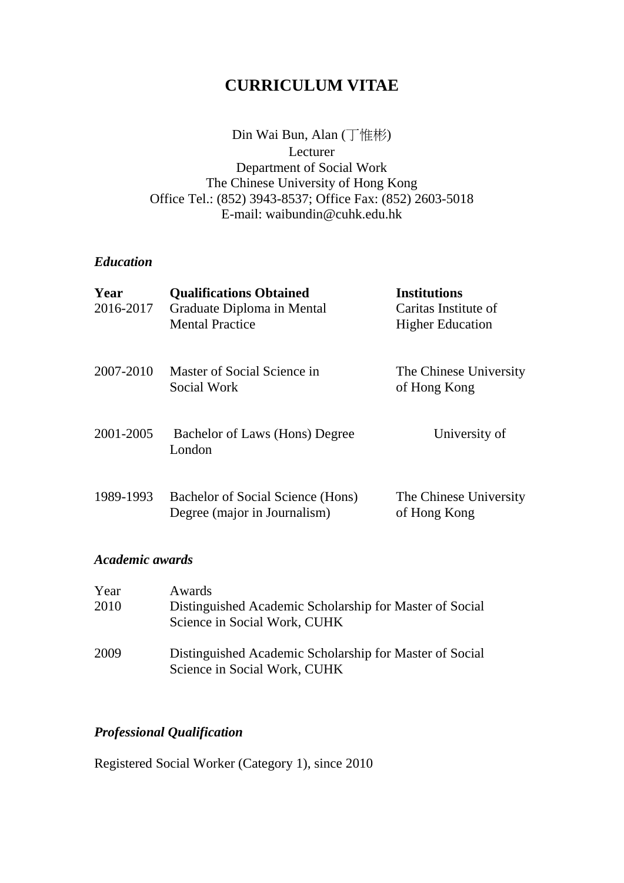# CURRICULUM VITAE

Din Wai Bun, Alan (丁惟彬)
Lecturer
Department of Social Work
The Chinese University of Hong Kong
Office Tel.: (852) 3943-8537; Office Fax: (852) 2603-5018
E-mail: waibundin@cuhk.edu.hk

### *Education*

| **Year** | **Qualifications Obtained** | **Institutions** |
|---|---|---|
| 2016-2017 | Graduate Diploma in Mental Mental Practice | Caritas Institute of Higher Education |
| 2007-2010 | Master of Social Science in Social Work | The Chinese University of Hong Kong |
| 2001-2005 | Bachelor of Laws (Hons) Degree | University of London |
| 1989-1993 | Bachelor of Social Science (Hons) Degree (major in Journalism) | The Chinese University of Hong Kong |

### *Academic awards*

| Year | Awards |
|---|---|
| 2010 | Distinguished Academic Scholarship for Master of Social Science in Social Work, CUHK |
| 2009 | Distinguished Academic Scholarship for Master of Social Science in Social Work, CUHK |

### *Professional Qualification*

Registered Social Worker (Category 1), since 2010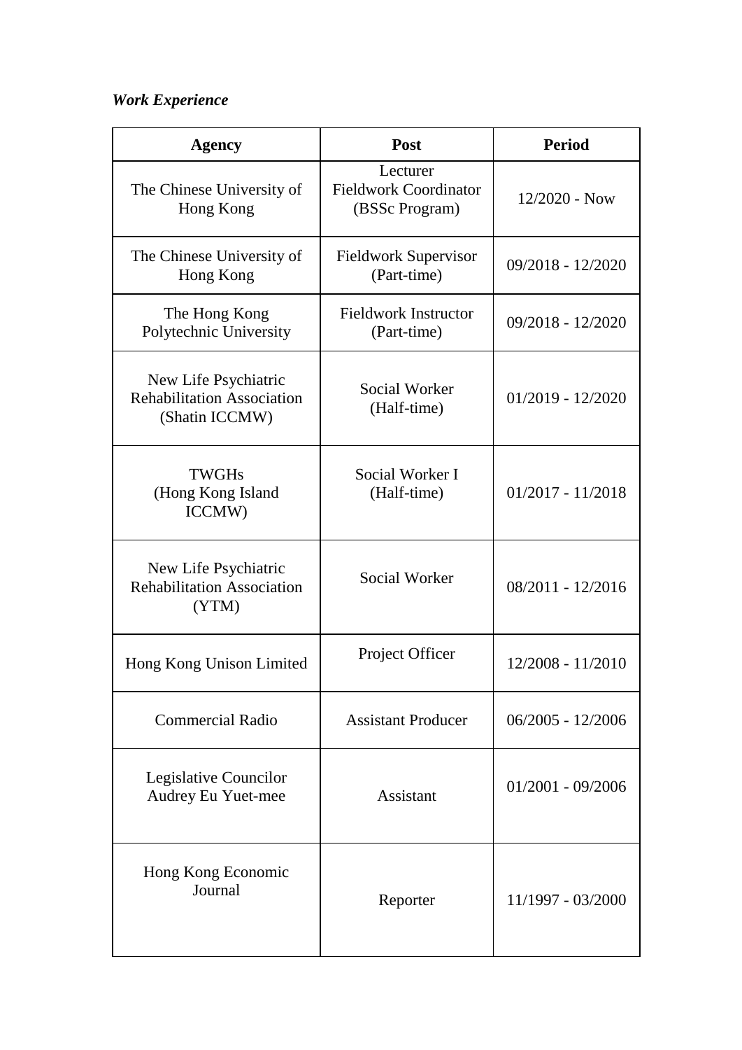***Work Experience***

| Agency | Post | Period |
|---|---|---|
| The Chinese University of Hong Kong | Lecturer<br>Fieldwork Coordinator<br>(BSSc Program) | 12/2020 - Now |
| The Chinese University of Hong Kong | Fieldwork Supervisor (Part-time) | 09/2018 - 12/2020 |
| The Hong Kong Polytechnic University | Fieldwork Instructor (Part-time) | 09/2018 - 12/2020 |
| New Life Psychiatric Rehabilitation Association (Shatin ICCMW) | Social Worker (Half-time) | 01/2019 - 12/2020 |
| TWGHs (Hong Kong Island ICCMW) | Social Worker I (Half-time) | 01/2017 - 11/2018 |
| New Life Psychiatric Rehabilitation Association (YTM) | Social Worker | 08/2011 - 12/2016 |
| Hong Kong Unison Limited | Project Officer | 12/2008 - 11/2010 |
| Commercial Radio | Assistant Producer | 06/2005 - 12/2006 |
| Legislative Councilor Audrey Eu Yuet-mee | Assistant | 01/2001 - 09/2006 |
| Hong Kong Economic Journal | Reporter | 11/1997 - 03/2000 |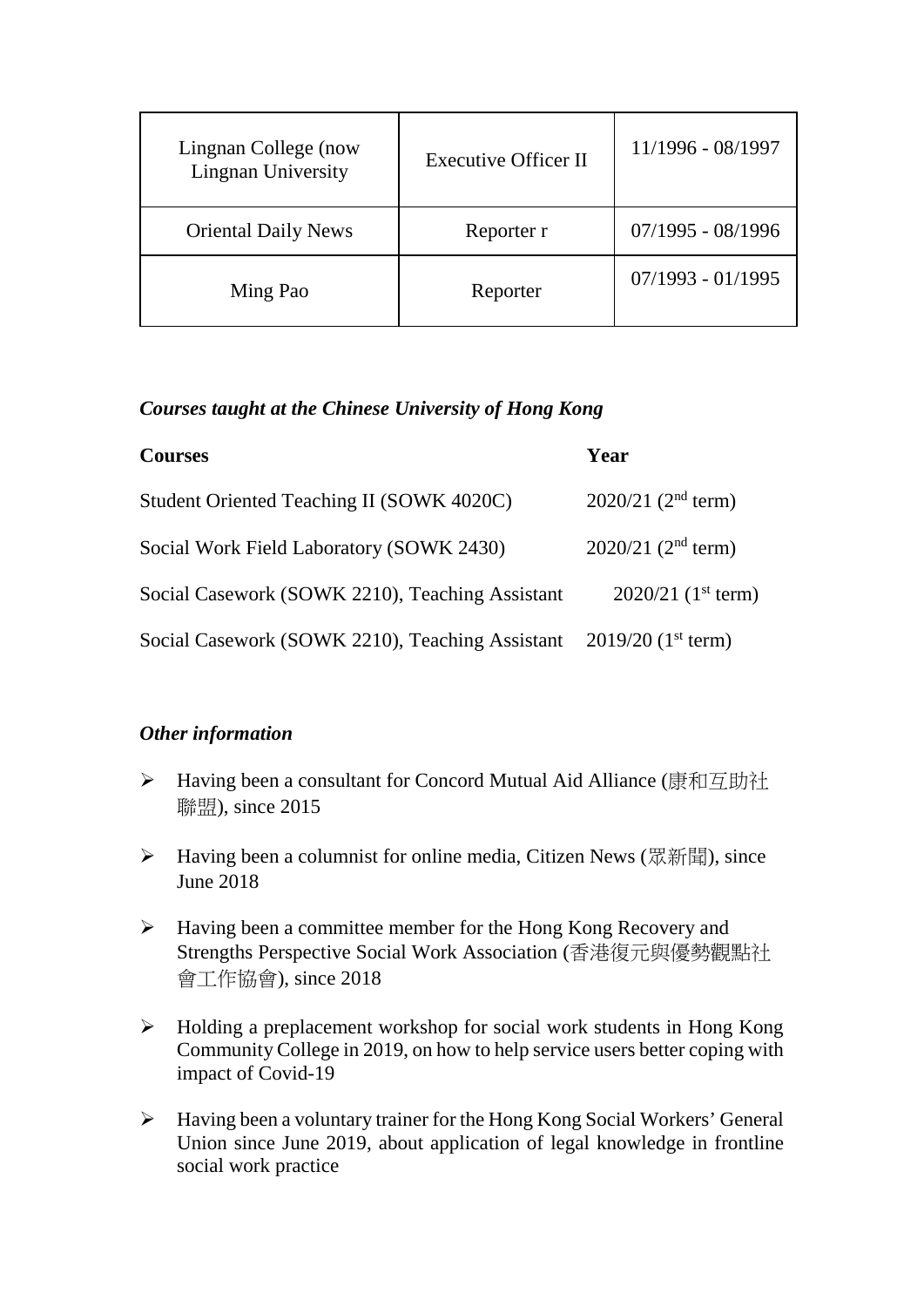| Lingnan College (now Lingnan University | Executive Officer II | 11/1996 - 08/1997 |
|---|---|---|
| Oriental Daily News | Reporter r | 07/1995 - 08/1996 |
| Ming Pao | Reporter | 07/1993 - 01/1995 |

### *Courses taught at the Chinese University of Hong Kong*

| **Courses** | **Year** |
|---|---|
| Student Oriented Teaching II (SOWK 4020C) | 2020/21 (2nd term) |
| Social Work Field Laboratory (SOWK 2430) | 2020/21 (2nd term) |
| Social Casework (SOWK 2210), Teaching Assistant | 2020/21 (1st term) |
| Social Casework (SOWK 2210), Teaching Assistant | 2019/20 (1st term) |

### *Other information*

- Having been a consultant for Concord Mutual Aid Alliance (康和互助社聯盟), since 2015
- Having been a columnist for online media, Citizen News (眾新聞), since June 2018
- Having been a committee member for the Hong Kong Recovery and Strengths Perspective Social Work Association (香港復元與優勢觀點社會工作協會), since 2018
- Holding a preplacement workshop for social work students in Hong Kong Community College in 2019, on how to help service users better coping with impact of Covid-19
- Having been a voluntary trainer for the Hong Kong Social Workers' General Union since June 2019, about application of legal knowledge in frontline social work practice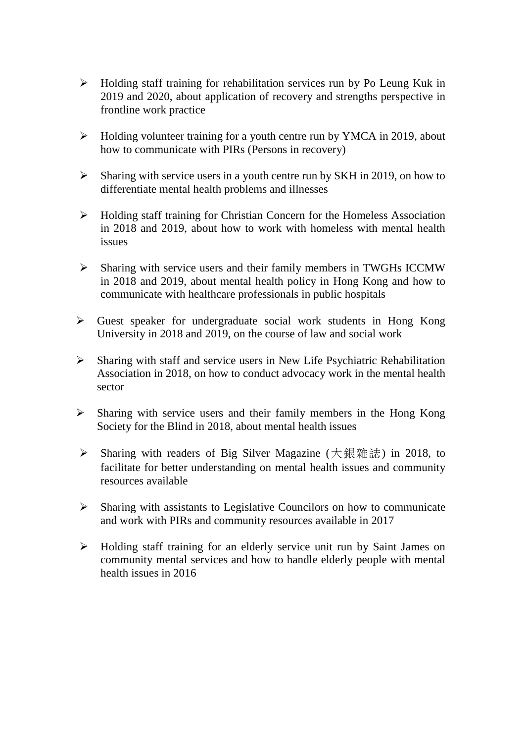- Holding staff training for rehabilitation services run by Po Leung Kuk in 2019 and 2020, about application of recovery and strengths perspective in frontline work practice

- Holding volunteer training for a youth centre run by YMCA in 2019, about how to communicate with PIRs (Persons in recovery)

- Sharing with service users in a youth centre run by SKH in 2019, on how to differentiate mental health problems and illnesses

- Holding staff training for Christian Concern for the Homeless Association in 2018 and 2019, about how to work with homeless with mental health issues

- Sharing with service users and their family members in TWGHs ICCMW in 2018 and 2019, about mental health policy in Hong Kong and how to communicate with healthcare professionals in public hospitals

- Guest speaker for undergraduate social work students in Hong Kong University in 2018 and 2019, on the course of law and social work

- Sharing with staff and service users in New Life Psychiatric Rehabilitation Association in 2018, on how to conduct advocacy work in the mental health sector

- Sharing with service users and their family members in the Hong Kong Society for the Blind in 2018, about mental health issues

- Sharing with readers of Big Silver Magazine (大銀雜誌) in 2018, to facilitate for better understanding on mental health issues and community resources available

- Sharing with assistants to Legislative Councilors on how to communicate and work with PIRs and community resources available in 2017

- Holding staff training for an elderly service unit run by Saint James on community mental services and how to handle elderly people with mental health issues in 2016